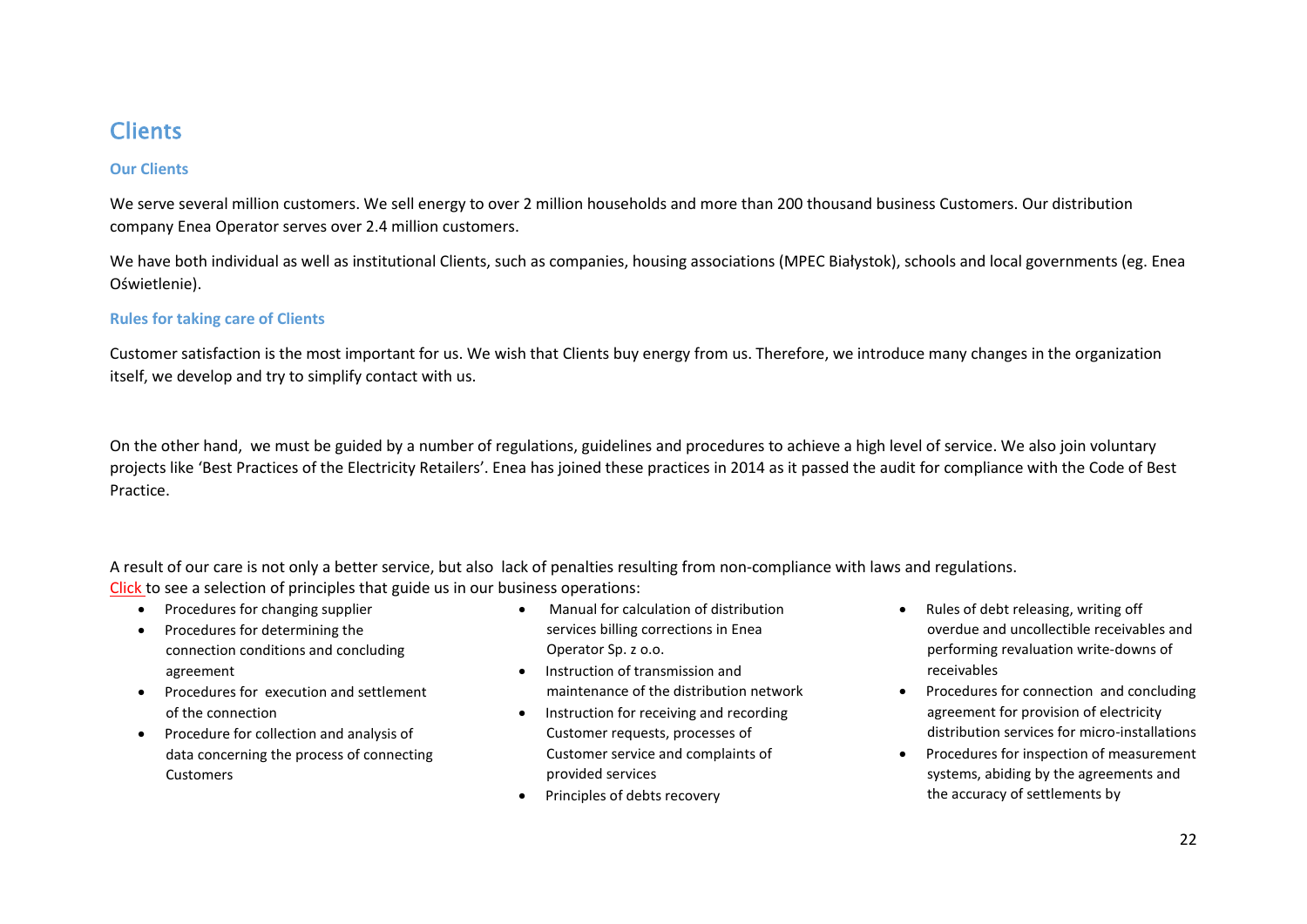# Clients

## Our Clients

We serve several million customers. We sell energy to over 2 million households and more than 200 thousand business Customers. Our distribution company Enea Operator serves over 2.4 million customers.

We have both individual as well as institutional Clients, such as companies, housing associations (MPEC Białystok), schools and local governments (eg. Enea Oświetlenie).

## Rules for taking care of Clients

Customer satisfaction is the most important for us. We wish that Clients buy energy from us. Therefore, we introduce many changes in the organization itself, we develop and try to simplify contact with us.

On the other hand, we must be guided by a number of regulations, guidelines and procedures to achieve a high level of service. We also join voluntary projects like 'Best Practices of the Electricity Retailers'. Enea has joined these practices in 2014 as it passed the audit for compliance with the Code of Best Practice.

A result of our care is not only a better service, but also lack of penalties resulting from non-compliance with laws and regulations.
Click to see a selection of principles that guide us in our business operations:

- Procedures for changing supplier
- Procedures for determining the connection conditions and concluding agreement
- Procedures for execution and settlement of the connection
- Procedure for collection and analysis of data concerning the process of connecting Customers
- Manual for calculation of distribution services billing corrections in Enea Operator Sp. z o.o.
- Instruction of transmission and maintenance of the distribution network
- Instruction for receiving and recording Customer requests, processes of Customer service and complaints of provided services
- Principles of debts recovery
- Rules of debt releasing, writing off overdue and uncollectible receivables and performing revaluation write-downs of receivables
- Procedures for connection and concluding agreement for provision of electricity distribution services for micro-installations
- Procedures for inspection of measurement systems, abiding by the agreements and the accuracy of settlements by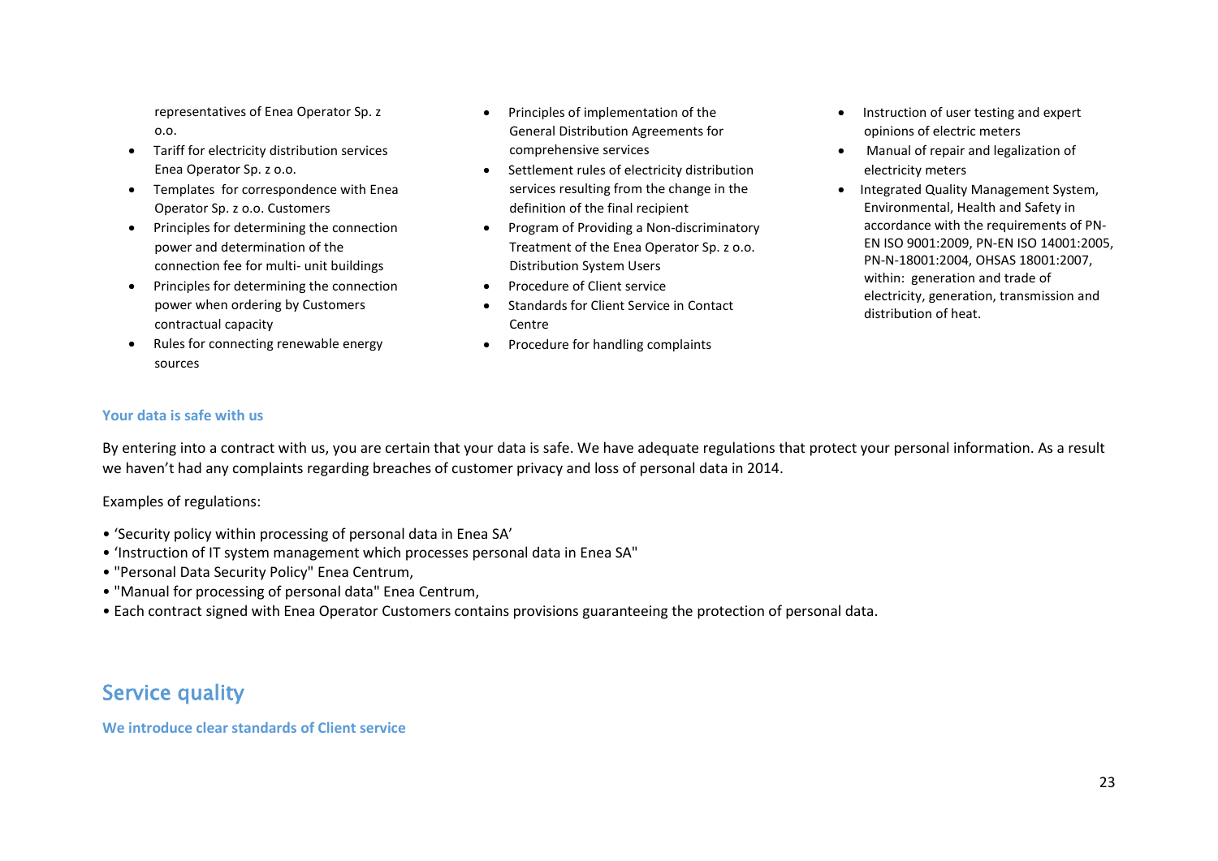representatives of Enea Operator Sp. z o.o.

- Tariff for electricity distribution services Enea Operator Sp. z o.o.
- Templates for correspondence with Enea Operator Sp. z o.o. Customers
- Principles for determining the connection power and determination of the connection fee for multi- unit buildings
- Principles for determining the connection power when ordering by Customers contractual capacity
- Rules for connecting renewable energy sources
- Principles of implementation of the General Distribution Agreements for comprehensive services
- Settlement rules of electricity distribution services resulting from the change in the definition of the final recipient
- Program of Providing a Non-discriminatory Treatment of the Enea Operator Sp. z o.o. Distribution System Users
- Procedure of Client service
- Standards for Client Service in Contact Centre
- Procedure for handling complaints
- Instruction of user testing and expert opinions of electric meters
- Manual of repair and legalization of electricity meters
- Integrated Quality Management System, Environmental, Health and Safety in accordance with the requirements of PN-EN ISO 9001:2009, PN-EN ISO 14001:2005, PN-N-18001:2004, OHSAS 18001:2007, within: generation and trade of electricity, generation, transmission and distribution of heat.

### Your data is safe with us

By entering into a contract with us, you are certain that your data is safe. We have adequate regulations that protect your personal information. As a result we haven't had any complaints regarding breaches of customer privacy and loss of personal data in 2014.

Examples of regulations:

- 'Security policy within processing of personal data in Enea SA'
- 'Instruction of IT system management which processes personal data in Enea SA"
- "Personal Data Security Policy" Enea Centrum,
- "Manual for processing of personal data" Enea Centrum,
- Each contract signed with Enea Operator Customers contains provisions guaranteeing the protection of personal data.

## Service quality

### We introduce clear standards of Client service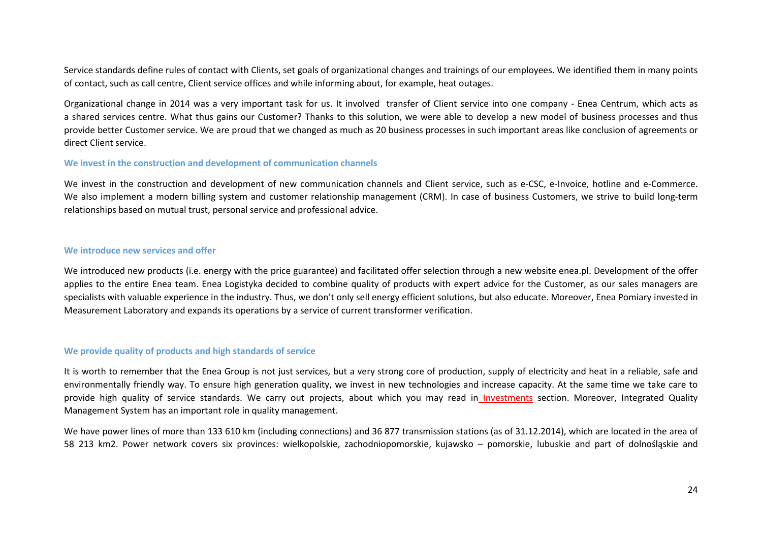Service standards define rules of contact with Clients, set goals of organizational changes and trainings of our employees. We identified them in many points of contact, such as call centre, Client service offices and while informing about, for example, heat outages.

Organizational change in 2014 was a very important task for us. It involved transfer of Client service into one company - Enea Centrum, which acts as a shared services centre. What thus gains our Customer? Thanks to this solution, we were able to develop a new model of business processes and thus provide better Customer service. We are proud that we changed as much as 20 business processes in such important areas like conclusion of agreements or direct Client service.

### We invest in the construction and development of communication channels

We invest in the construction and development of new communication channels and Client service, such as e-CSC, e-Invoice, hotline and e-Commerce. We also implement a modern billing system and customer relationship management (CRM). In case of business Customers, we strive to build long-term relationships based on mutual trust, personal service and professional advice.

### We introduce new services and offer

We introduced new products (i.e. energy with the price guarantee) and facilitated offer selection through a new website enea.pl. Development of the offer applies to the entire Enea team. Enea Logistyka decided to combine quality of products with expert advice for the Customer, as our sales managers are specialists with valuable experience in the industry. Thus, we don't only sell energy efficient solutions, but also educate. Moreover, Enea Pomiary invested in Measurement Laboratory and expands its operations by a service of current transformer verification.

### We provide quality of products and high standards of service

It is worth to remember that the Enea Group is not just services, but a very strong core of production, supply of electricity and heat in a reliable, safe and environmentally friendly way. To ensure high generation quality, we invest in new technologies and increase capacity. At the same time we take care to provide high quality of service standards. We carry out projects, about which you may read in Investments section. Moreover, Integrated Quality Management System has an important role in quality management.

We have power lines of more than 133 610 km (including connections) and 36 877 transmission stations (as of 31.12.2014), which are located in the area of 58 213 km2. Power network covers six provinces: wielkopolskie, zachodniopomorskie, kujawsko – pomorskie, lubuskie and part of dolnośląskie and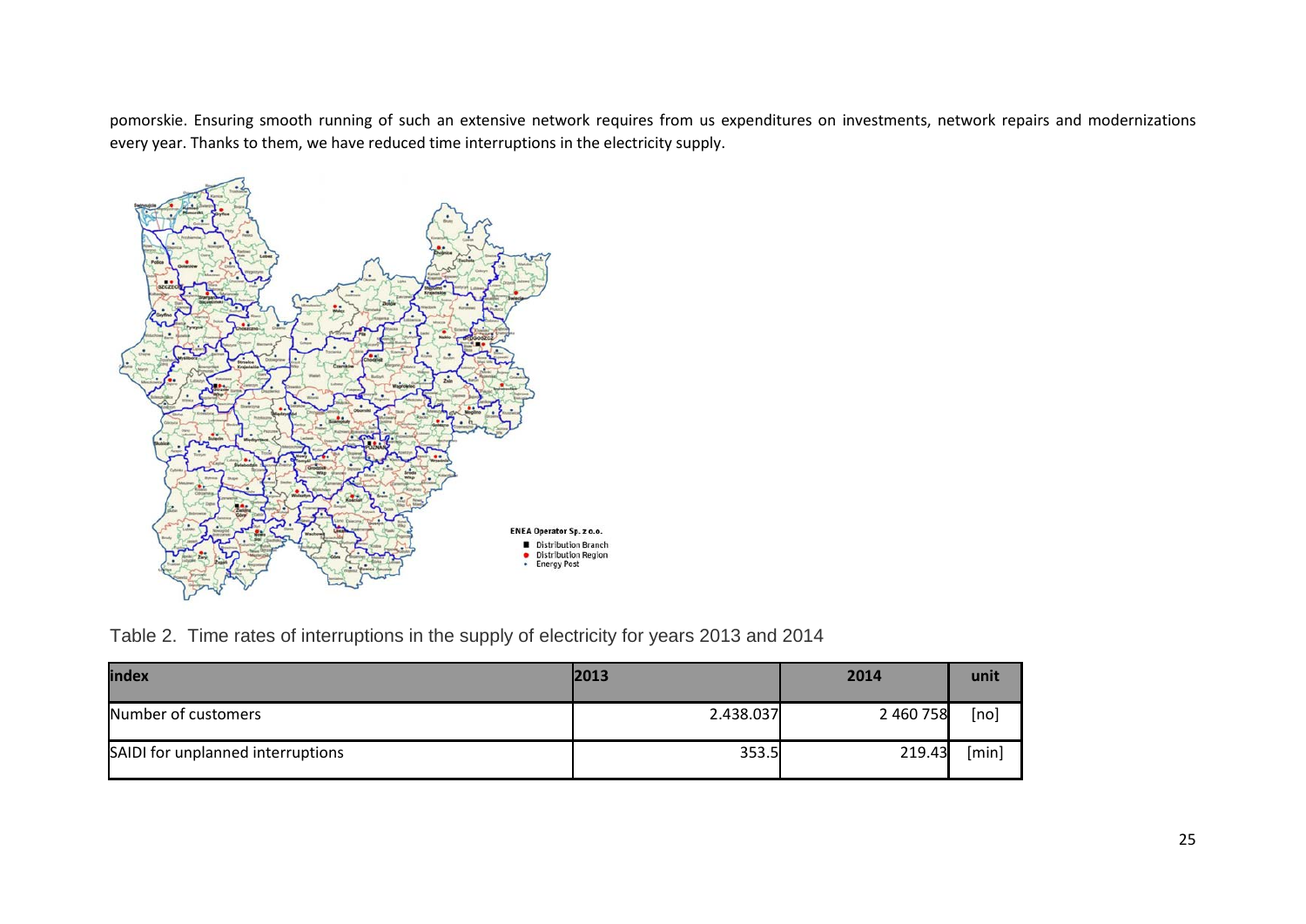pomorskie. Ensuring smooth running of such an extensive network requires from us expenditures on investments, network repairs and modernizations every year. Thanks to them, we have reduced time interruptions in the electricity supply.

Table 2. Time rates of interruptions in the supply of electricity for years 2013 and 2014

| index | 2013 | 2014 | unit |
|---|---|---|---|
| Number of customers | 2.438.037 | 2 460 758 | [no] |
| SAIDI for unplanned interruptions | 353.5 | 219.43 | [min] |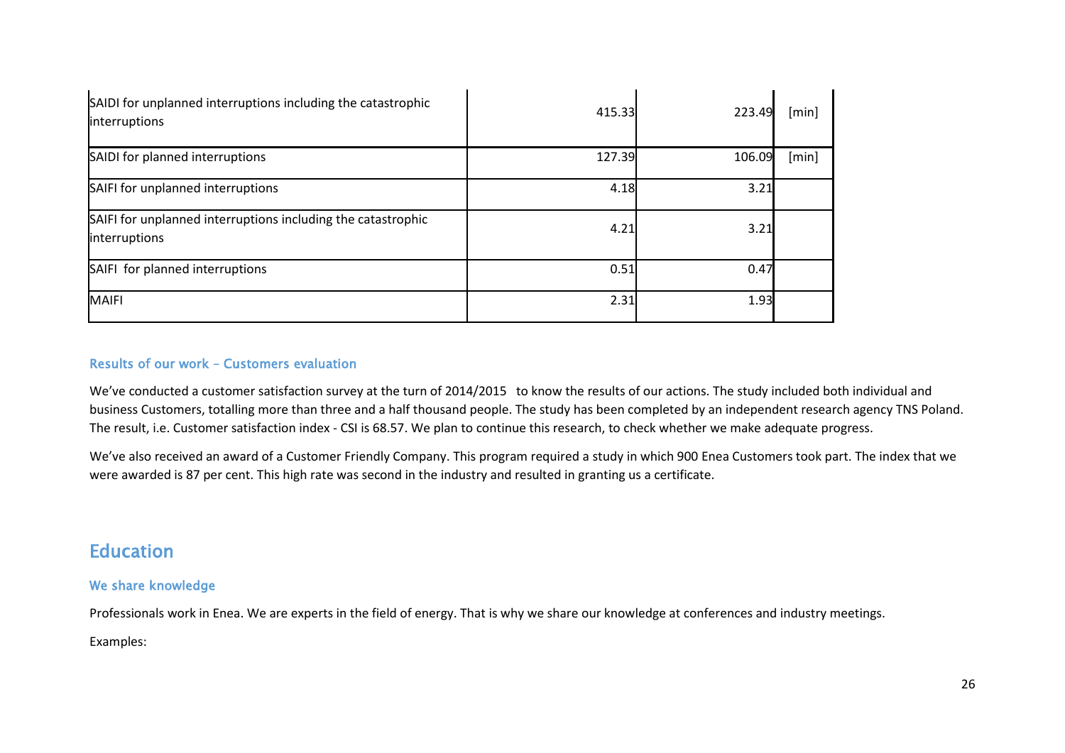| | | | |
|---|---|---|---|
| SAIDI for unplanned interruptions including the catastrophic interruptions | 415.33 | 223.49 | [min] |
| SAIDI for planned interruptions | 127.39 | 106.09 | [min] |
| SAIFI for unplanned interruptions | 4.18 | 3.21 | |
| SAIFI for unplanned interruptions including the catastrophic interruptions | 4.21 | 3.21 | |
| SAIFI for planned interruptions | 0.51 | 0.47 | |
| MAIFI | 2.31 | 1.93 | |

### Results of our work – Customers evaluation

We've conducted a customer satisfaction survey at the turn of 2014/2015 to know the results of our actions. The study included both individual and business Customers, totalling more than three and a half thousand people. The study has been completed by an independent research agency TNS Poland. The result, i.e. Customer satisfaction index - CSI is 68.57. We plan to continue this research, to check whether we make adequate progress.

We've also received an award of a Customer Friendly Company. This program required a study in which 900 Enea Customers took part. The index that we were awarded is 87 per cent. This high rate was second in the industry and resulted in granting us a certificate.

## Education

### We share knowledge

Professionals work in Enea. We are experts in the field of energy. That is why we share our knowledge at conferences and industry meetings.

Examples: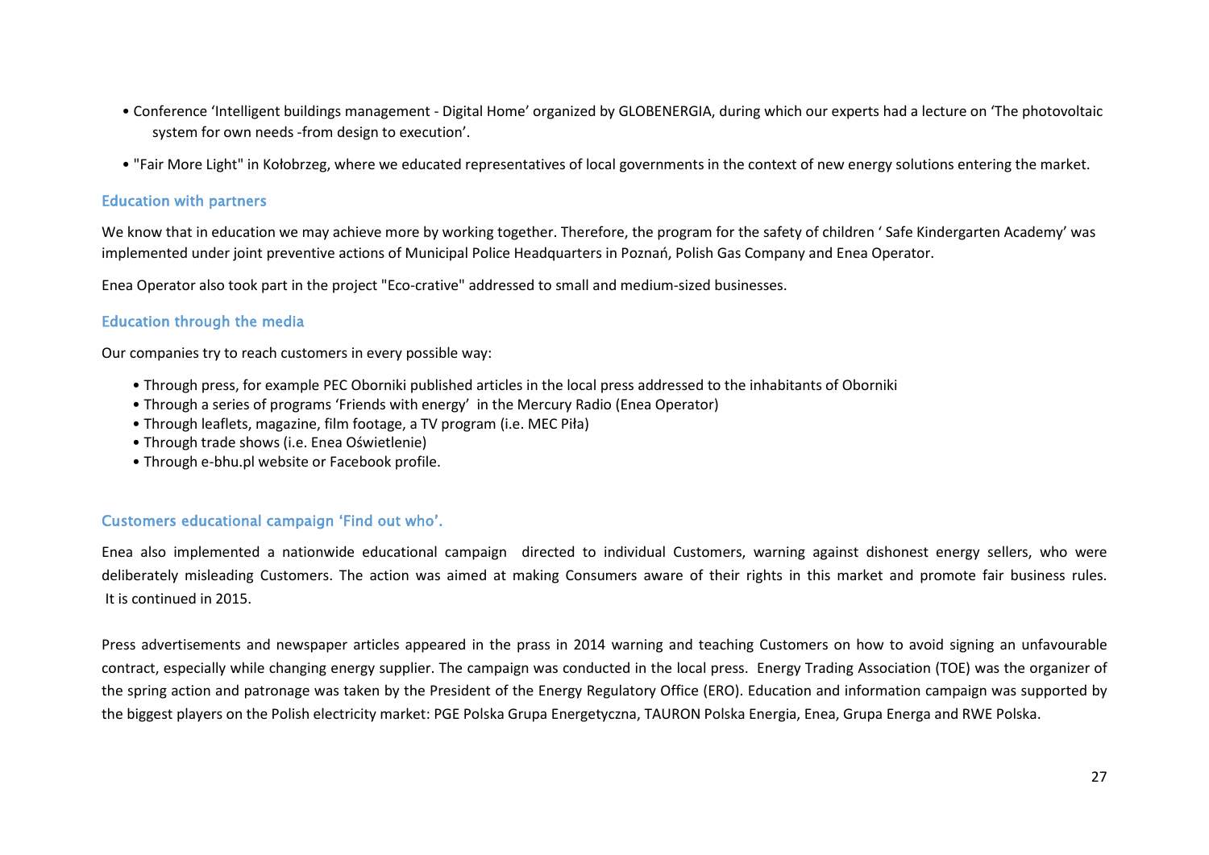- Conference 'Intelligent buildings management - Digital Home' organized by GLOBENERGIA, during which our experts had a lecture on 'The photovoltaic system for own needs -from design to execution'.
- "Fair More Light" in Kołobrzeg, where we educated representatives of local governments in the context of new energy solutions entering the market.

## Education with partners

We know that in education we may achieve more by working together. Therefore, the program for the safety of children ' Safe Kindergarten Academy' was implemented under joint preventive actions of Municipal Police Headquarters in Poznań, Polish Gas Company and Enea Operator.

Enea Operator also took part in the project "Eco-crative" addressed to small and medium-sized businesses.

## Education through the media

Our companies try to reach customers in every possible way:

- Through press, for example PEC Oborniki published articles in the local press addressed to the inhabitants of Oborniki
- Through a series of programs 'Friends with energy' in the Mercury Radio (Enea Operator)
- Through leaflets, magazine, film footage, a TV program (i.e. MEC Piła)
- Through trade shows (i.e. Enea Oświetlenie)
- Through e-bhu.pl website or Facebook profile.

## Customers educational campaign 'Find out who'.

Enea also implemented a nationwide educational campaign directed to individual Customers, warning against dishonest energy sellers, who were deliberately misleading Customers. The action was aimed at making Consumers aware of their rights in this market and promote fair business rules. It is continued in 2015.

Press advertisements and newspaper articles appeared in the prass in 2014 warning and teaching Customers on how to avoid signing an unfavourable contract, especially while changing energy supplier. The campaign was conducted in the local press. Energy Trading Association (TOE) was the organizer of the spring action and patronage was taken by the President of the Energy Regulatory Office (ERO). Education and information campaign was supported by the biggest players on the Polish electricity market: PGE Polska Grupa Energetyczna, TAURON Polska Energia, Enea, Grupa Energa and RWE Polska.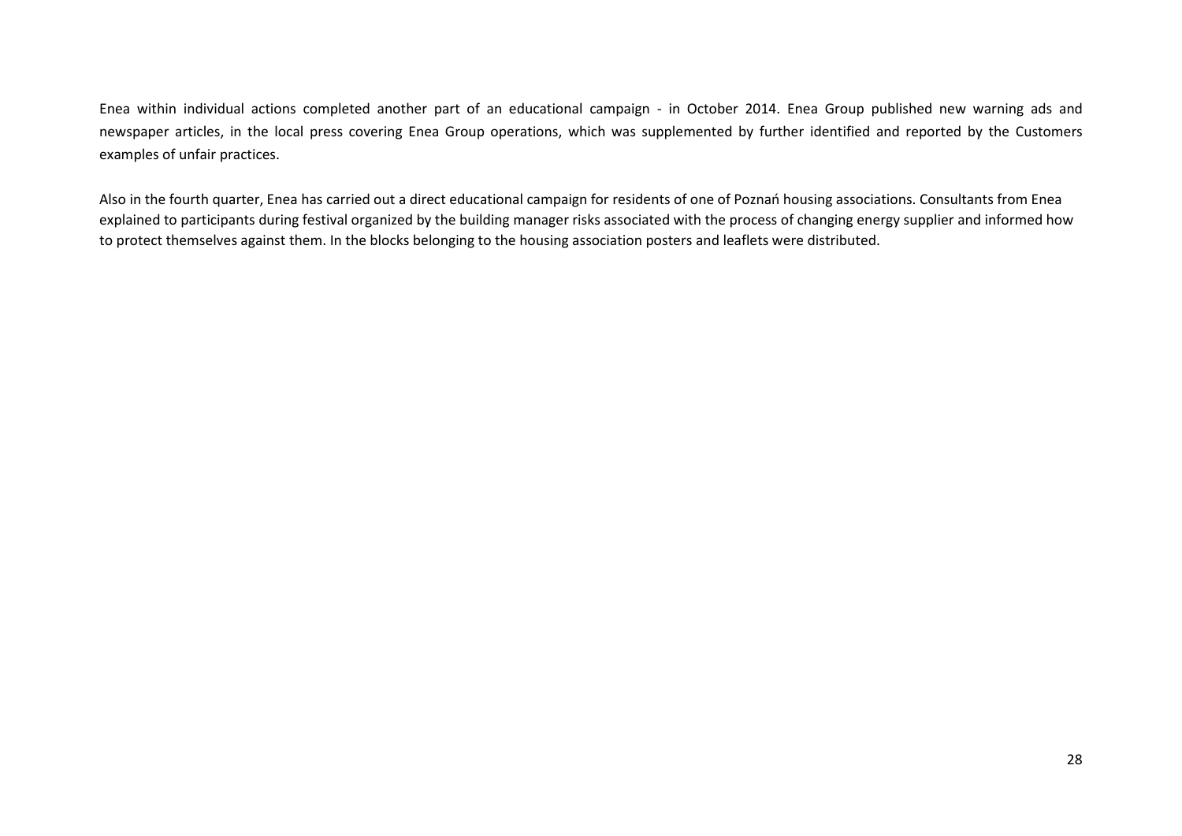Enea within individual actions completed another part of an educational campaign - in October 2014. Enea Group published new warning ads and newspaper articles, in the local press covering Enea Group operations, which was supplemented by further identified and reported by the Customers examples of unfair practices.

Also in the fourth quarter, Enea has carried out a direct educational campaign for residents of one of Poznań housing associations. Consultants from Enea explained to participants during festival organized by the building manager risks associated with the process of changing energy supplier and informed how to protect themselves against them. In the blocks belonging to the housing association posters and leaflets were distributed.